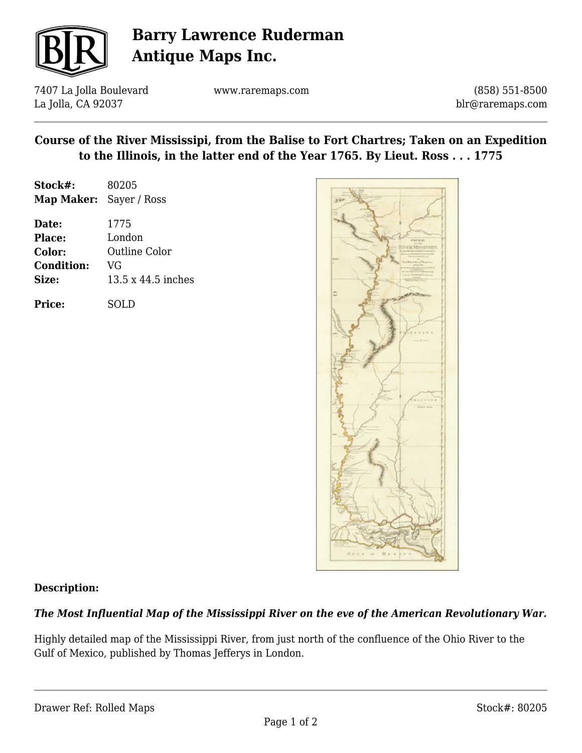# Barry Lawrence Ruderman Antique Maps Inc.

7407 La Jolla Boulevard
La Jolla, CA 92037

www.raremaps.com

(858) 551-8500
blr@raremaps.com

## Course of the River Mississipi, from the Balise to Fort Chartres; Taken on an Expedition to the Illinois, in the latter end of the Year 1765. By Lieut. Ross . . . 1775

**Stock#:** 80205
**Map Maker:** Sayer / Ross

**Date:** 1775
**Place:** London
**Color:** Outline Color
**Condition:** VG
**Size:** 13.5 x 44.5 inches

**Price:** SOLD

### Description:

***The Most Influential Map of the Mississippi River on the eve of the American Revolutionary War.***

Highly detailed map of the Mississippi River, from just north of the confluence of the Ohio River to the Gulf of Mexico, published by Thomas Jefferys in London.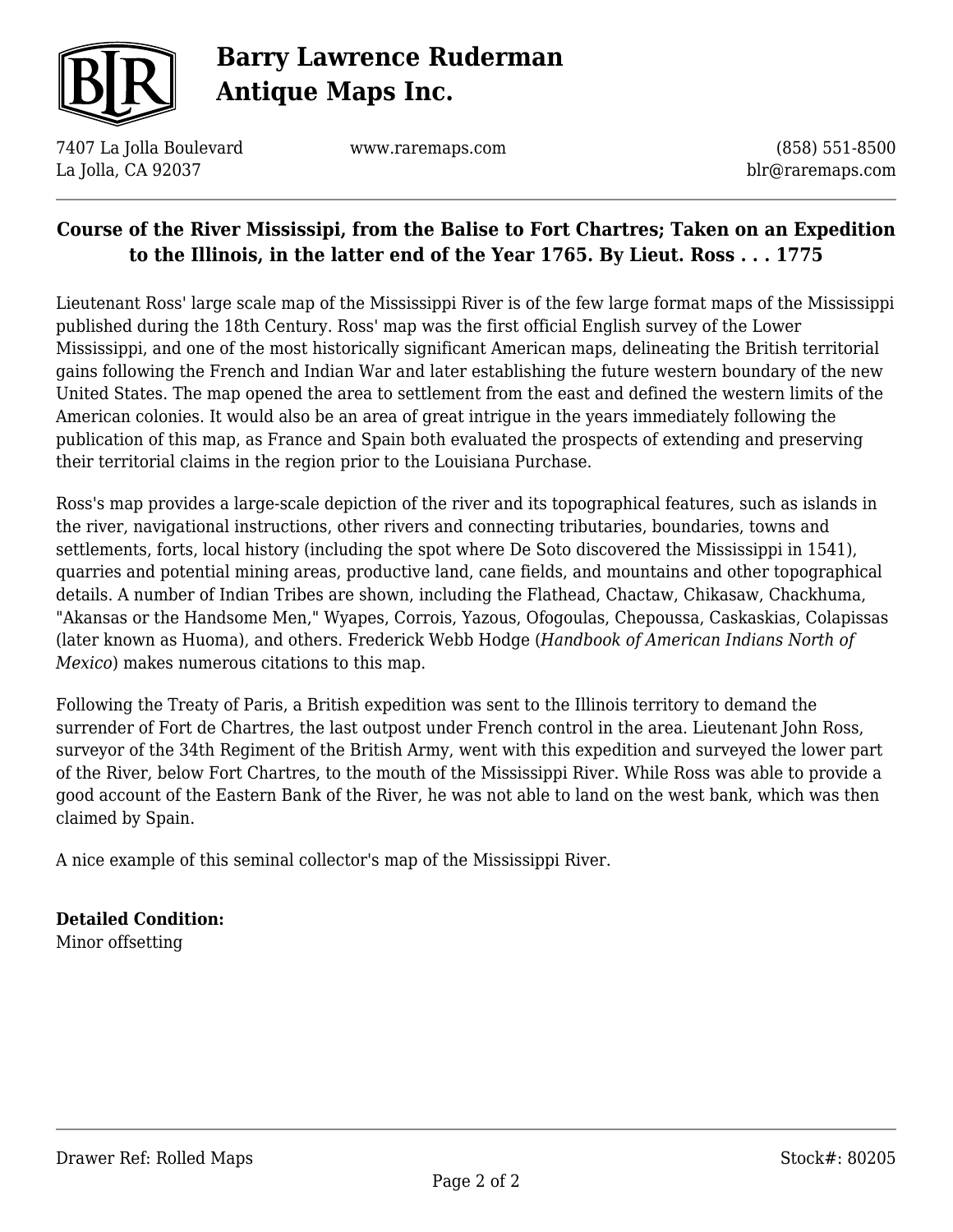**Course of the River Mississipi, from the Balise to Fort Chartres; Taken on an Expedition to the Illinois, in the latter end of the Year 1765. By Lieut. Ross . . . 1775**

Lieutenant Ross' large scale map of the Mississippi River is of the few large format maps of the Mississippi published during the 18th Century. Ross' map was the first official English survey of the Lower Mississippi, and one of the most historically significant American maps, delineating the British territorial gains following the French and Indian War and later establishing the future western boundary of the new United States. The map opened the area to settlement from the east and defined the western limits of the American colonies. It would also be an area of great intrigue in the years immediately following the publication of this map, as France and Spain both evaluated the prospects of extending and preserving their territorial claims in the region prior to the Louisiana Purchase.

Ross's map provides a large-scale depiction of the river and its topographical features, such as islands in the river, navigational instructions, other rivers and connecting tributaries, boundaries, towns and settlements, forts, local history (including the spot where De Soto discovered the Mississippi in 1541), quarries and potential mining areas, productive land, cane fields, and mountains and other topographical details. A number of Indian Tribes are shown, including the Flathead, Chactaw, Chikasaw, Chackhuma, "Akansas or the Handsome Men," Wyapes, Corrois, Yazous, Ofogoulas, Chepoussa, Caskaskias, Colapissas (later known as Huoma), and others. Frederick Webb Hodge (*Handbook of American Indians North of Mexico*) makes numerous citations to this map.

Following the Treaty of Paris, a British expedition was sent to the Illinois territory to demand the surrender of Fort de Chartres, the last outpost under French control in the area. Lieutenant John Ross, surveyor of the 34th Regiment of the British Army, went with this expedition and surveyed the lower part of the River, below Fort Chartres, to the mouth of the Mississippi River. While Ross was able to provide a good account of the Eastern Bank of the River, he was not able to land on the west bank, which was then claimed by Spain.

A nice example of this seminal collector's map of the Mississippi River.

**Detailed Condition:**
Minor offsetting

Drawer Ref: Rolled Maps

Stock#: 80205